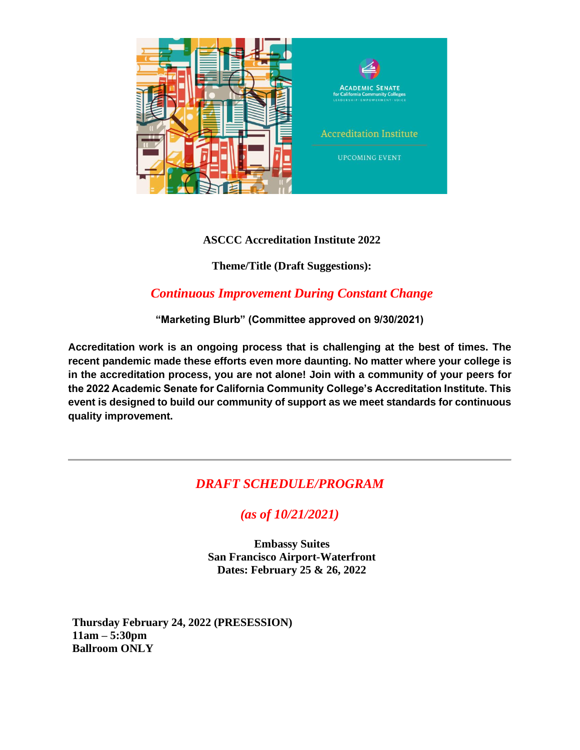**ASCCC Accreditation Institute 2022**

**Theme/Title (Draft Suggestions):**

***Continuous Improvement During Constant Change***

**"Marketing Blurb" (Committee approved on 9/30/2021)**

**Accreditation work is an ongoing process that is challenging at the best of times. The recent pandemic made these efforts even more daunting. No matter where your college is in the accreditation process, you are not alone! Join with a community of your peers for the 2022 Academic Senate for California Community College's Accreditation Institute. This event is designed to build our community of support as we meet standards for continuous quality improvement.**

---

## *DRAFT SCHEDULE/PROGRAM*

## *(as of 10/21/2021)*

**Embassy Suites**
**San Francisco Airport-Waterfront**
**Dates: February 25 & 26, 2022**

**Thursday February 24, 2022 (PRESESSION)**
**11am – 5:30pm**
**Ballroom ONLY**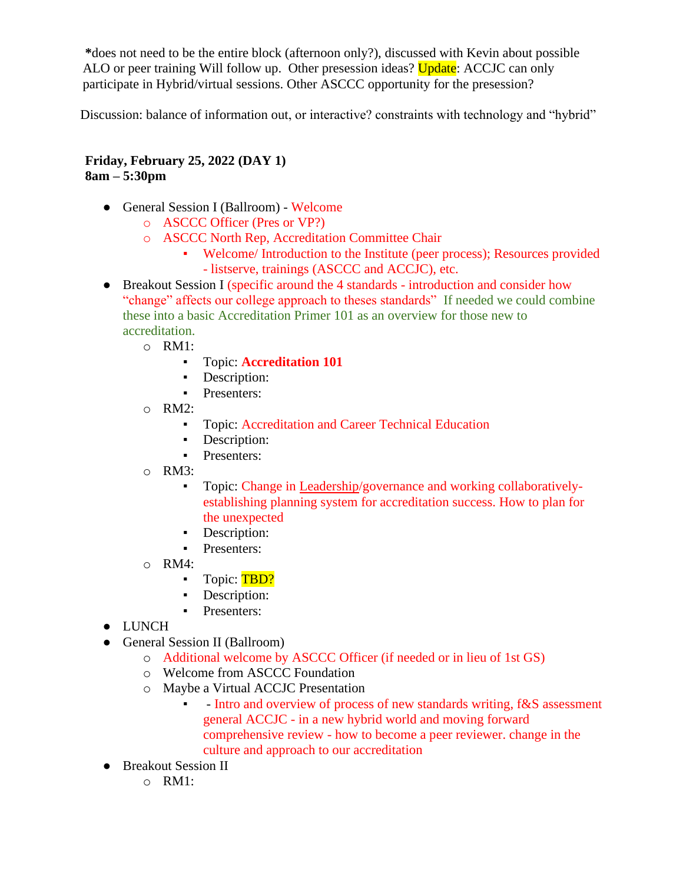**\***does not need to be the entire block (afternoon only?), discussed with Kevin about possible ALO or peer training Will follow up. Other presession ideas? Update: ACCJC can only participate in Hybrid/virtual sessions. Other ASCCC opportunity for the presession?

Discussion: balance of information out, or interactive? constraints with technology and "hybrid"

**Friday, February 25, 2022 (DAY 1)**
**8am – 5:30pm**

- General Session I (Ballroom) - Welcome
  - ASCCC Officer (Pres or VP?)
  - ASCCC North Rep, Accreditation Committee Chair
    - Welcome/ Introduction to the Institute (peer process); Resources provided - listserve, trainings (ASCCC and ACCJC), etc.
- Breakout Session I (specific around the 4 standards - introduction and consider how "change" affects our college approach to theses standards" If needed we could combine these into a basic Accreditation Primer 101 as an overview for those new to accreditation.
  - RM1:
    - Topic: **Accreditation 101**
    - Description:
    - Presenters:
  - RM2:
    - Topic: Accreditation and Career Technical Education
    - Description:
    - Presenters:
  - RM3:
    - Topic: Change in Leadership/governance and working collaboratively-establishing planning system for accreditation success. How to plan for the unexpected
    - Description:
    - Presenters:
  - RM4:
    - Topic: TBD?
    - Description:
    - Presenters:
- LUNCH
- General Session II (Ballroom)
  - Additional welcome by ASCCC Officer (if needed or in lieu of 1st GS)
  - Welcome from ASCCC Foundation
  - Maybe a Virtual ACCJC Presentation
    - - Intro and overview of process of new standards writing, f&S assessment general ACCJC - in a new hybrid world and moving forward comprehensive review - how to become a peer reviewer. change in the culture and approach to our accreditation
- Breakout Session II
  - RM1: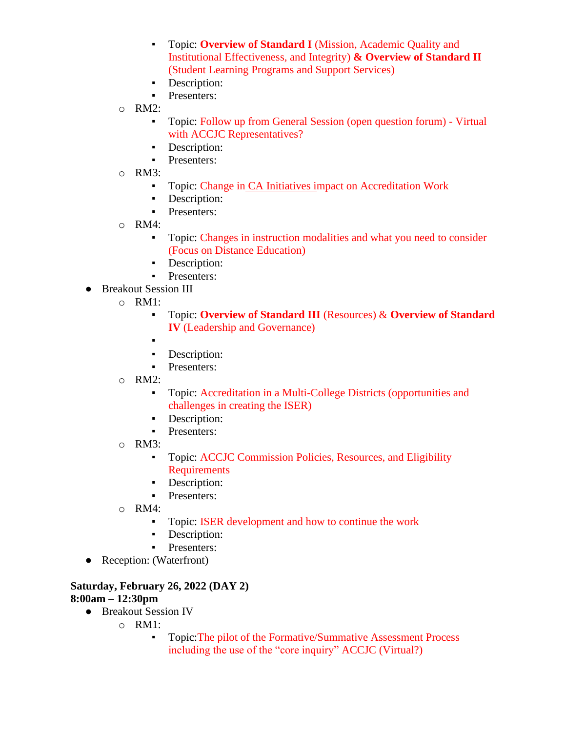- Topic: **Overview of Standard I** (Mission, Academic Quality and Institutional Effectiveness, and Integrity) **& Overview of Standard II** (Student Learning Programs and Support Services)
        - Description:
        - Presenters:
    - RM2:
        - Topic: Follow up from General Session (open question forum) - Virtual with ACCJC Representatives?
        - Description:
        - Presenters:
    - RM3:
        - Topic: Change in CA Initiatives impact on Accreditation Work
        - Description:
        - Presenters:
    - RM4:
        - Topic: Changes in instruction modalities and what you need to consider (Focus on Distance Education)
        - Description:
        - Presenters:
- Breakout Session III
    - RM1:
        - Topic: **Overview of Standard III** (Resources) & **Overview of Standard IV** (Leadership and Governance)
        -
        - Description:
        - Presenters:
    - RM2:
        - Topic: Accreditation in a Multi-College Districts (opportunities and challenges in creating the ISER)
        - Description:
        - Presenters:
    - RM3:
        - Topic: ACCJC Commission Policies, Resources, and Eligibility Requirements
        - Description:
        - Presenters:
    - RM4:
        - Topic: ISER development and how to continue the work
        - Description:
        - Presenters:
- Reception: (Waterfront)

**Saturday, February 26, 2022 (DAY 2)**
**8:00am – 12:30pm**

- Breakout Session IV
    - RM1:
        - Topic:The pilot of the Formative/Summative Assessment Process including the use of the "core inquiry" ACCJC (Virtual?)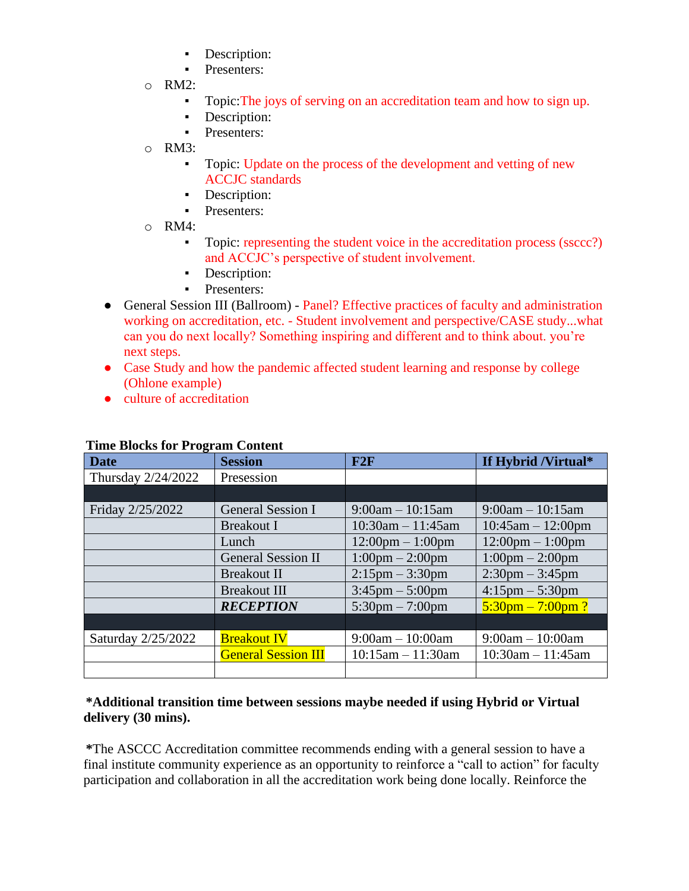- Description:
    - Presenters:
  - RM2:
    - Topic: The joys of serving on an accreditation team and how to sign up.
    - Description:
    - Presenters:
  - RM3:
    - Topic: Update on the process of the development and vetting of new ACCJC standards
    - Description:
    - Presenters:
  - RM4:
    - Topic: representing the student voice in the accreditation process (ssccc?) and ACCJC's perspective of student involvement.
    - Description:
    - Presenters:
- General Session III (Ballroom) - Panel? Effective practices of faculty and administration working on accreditation, etc. - Student involvement and perspective/CASE study...what can you do next locally? Something inspiring and different and to think about. you're next steps.
- Case Study and how the pandemic affected student learning and response by college (Ohlone example)
- culture of accreditation

**Time Blocks for Program Content**

| Date | Session | F2F | If Hybrid /Virtual* |
|---|---|---|---|
| Thursday 2/24/2022 | Presession | | |
| | | | |
| Friday 2/25/2022 | General Session I | 9:00am – 10:15am | 9:00am – 10:15am |
| | Breakout I | 10:30am – 11:45am | 10:45am – 12:00pm |
| | Lunch | 12:00pm – 1:00pm | 12:00pm – 1:00pm |
| | General Session II | 1:00pm – 2:00pm | 1:00pm – 2:00pm |
| | Breakout II | 2:15pm – 3:30pm | 2:30pm – 3:45pm |
| | Breakout III | 3:45pm – 5:00pm | 4:15pm – 5:30pm |
| | ***RECEPTION*** | 5:30pm – 7:00pm | 5:30pm – 7:00pm ? |
| | | | |
| Saturday 2/25/2022 | Breakout IV | 9:00am – 10:00am | 9:00am – 10:00am |
| | General Session III | 10:15am – 11:30am | 10:30am – 11:45am |
| | | | |

***Additional transition time between sessions maybe needed if using Hybrid or Virtual delivery (30 mins).**

**\***The ASCCC Accreditation committee recommends ending with a general session to have a final institute community experience as an opportunity to reinforce a "call to action" for faculty participation and collaboration in all the accreditation work being done locally. Reinforce the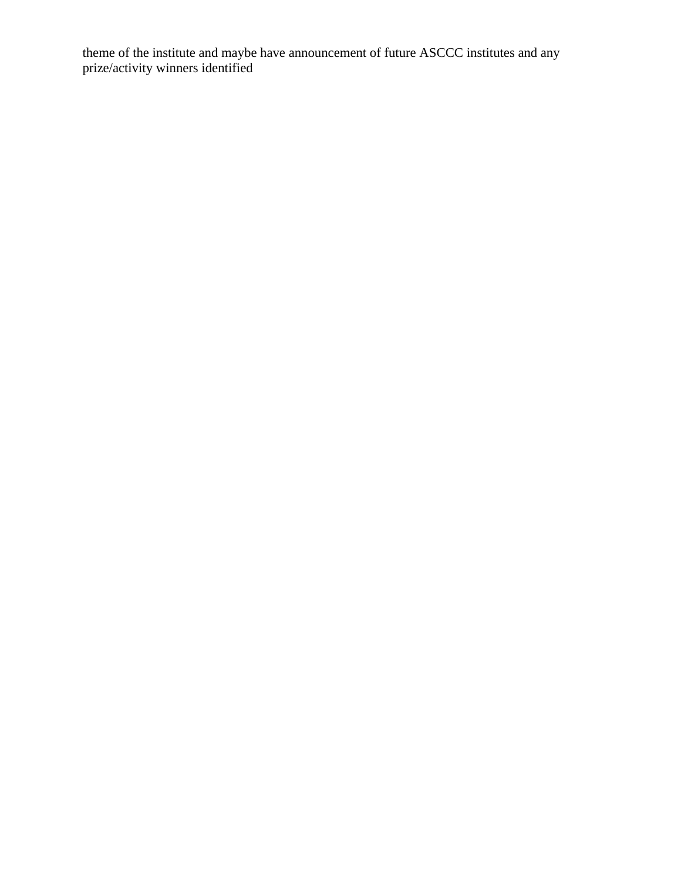theme of the institute and maybe have announcement of future ASCCC institutes and any prize/activity winners identified